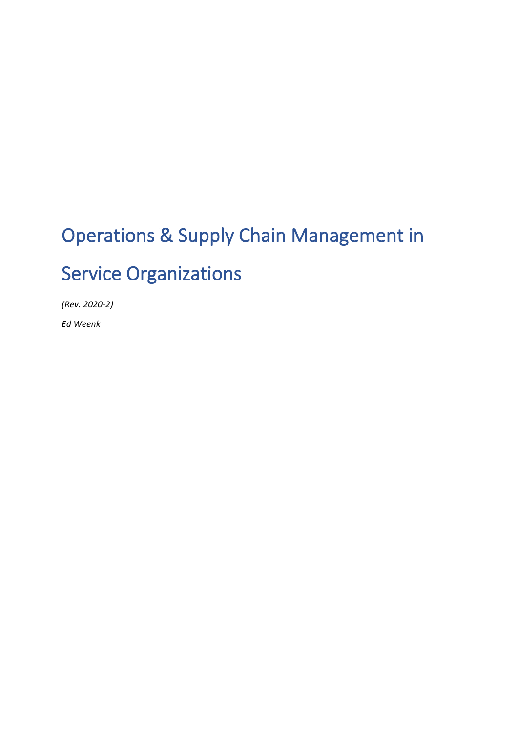# Operations & Supply Chain Management in Service Organizations

*(Rev. 2020-2)*

*Ed Weenk*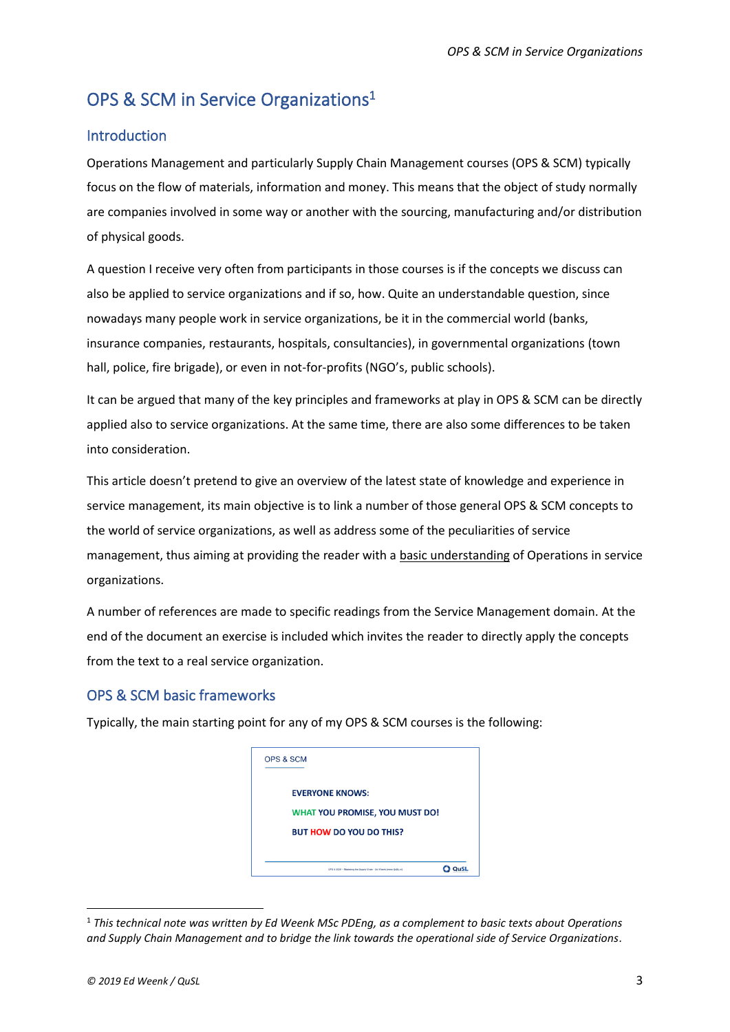# OPS & SCM in Service Organizations[1]

## Introduction

Operations Management and particularly Supply Chain Management courses (OPS & SCM) typically focus on the flow of materials, information and money. This means that the object of study normally are companies involved in some way or another with the sourcing, manufacturing and/or distribution of physical goods.

A question I receive very often from participants in those courses is if the concepts we discuss can also be applied to service organizations and if so, how. Quite an understandable question, since nowadays many people work in service organizations, be it in the commercial world (banks, insurance companies, restaurants, hospitals, consultancies), in governmental organizations (town hall, police, fire brigade), or even in not-for-profits (NGO's, public schools).

It can be argued that many of the key principles and frameworks at play in OPS & SCM can be directly applied also to service organizations. At the same time, there are also some differences to be taken into consideration.

This article doesn't pretend to give an overview of the latest state of knowledge and experience in service management, its main objective is to link a number of those general OPS & SCM concepts to the world of service organizations, as well as address some of the peculiarities of service management, thus aiming at providing the reader with a basic understanding of Operations in service organizations.

A number of references are made to specific readings from the Service Management domain. At the end of the document an exercise is included which invites the reader to directly apply the concepts from the text to a real service organization.

## OPS & SCM basic frameworks

Typically, the main starting point for any of my OPS & SCM courses is the following:

OPS & SCM

**EVERYONE KNOWS:**

**WHAT YOU PROMISE, YOU MUST DO!**

**BUT HOW DO YOU DO THIS?**

[1] *This technical note was written by Ed Weenk MSc PDEng, as a complement to basic texts about Operations and Supply Chain Management and to bridge the link towards the operational side of Service Organizations.*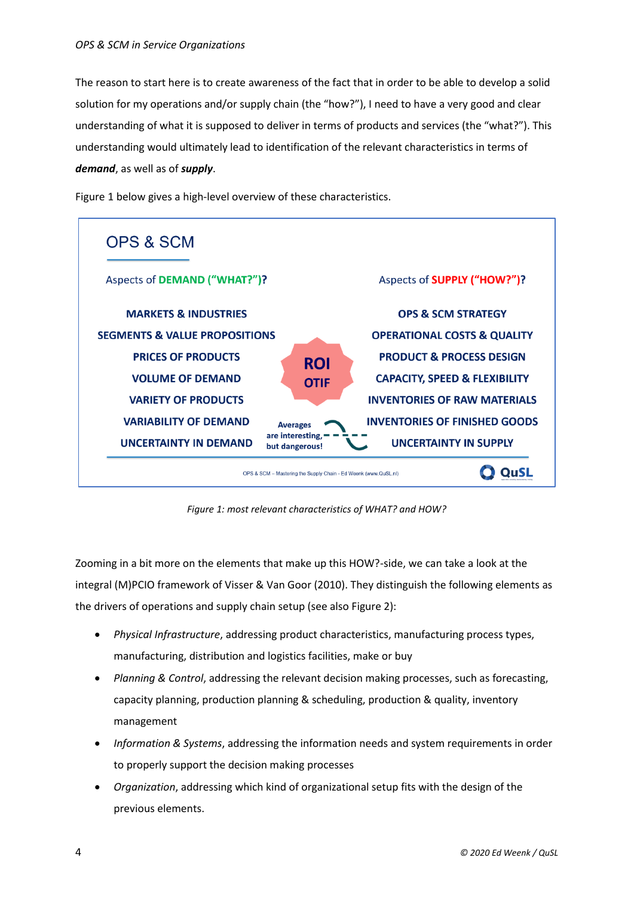The reason to start here is to create awareness of the fact that in order to be able to develop a solid solution for my operations and/or supply chain (the "how?"), I need to have a very good and clear understanding of what it is supposed to deliver in terms of products and services (the "what?"). This understanding would ultimately lead to identification of the relevant characteristics in terms of ***demand***, as well as of ***supply***.

Figure 1 below gives a high-level overview of these characteristics.

**OPS & SCM**

| Aspects of **DEMAND ("WHAT?")**? | | Aspects of **SUPPLY ("HOW?")**? |
|---|---|---|
| MARKETS & INDUSTRIES | | OPS & SCM STRATEGY |
| SEGMENTS & VALUE PROPOSITIONS | | OPERATIONAL COSTS & QUALITY |
| PRICES OF PRODUCTS | ROI | PRODUCT & PROCESS DESIGN |
| VOLUME OF DEMAND | OTIF | CAPACITY, SPEED & FLEXIBILITY |
| VARIETY OF PRODUCTS | | INVENTORIES OF RAW MATERIALS |
| VARIABILITY OF DEMAND | Averages are interesting, | INVENTORIES OF FINISHED GOODS |
| UNCERTAINTY IN DEMAND | but dangerous! | UNCERTAINTY IN SUPPLY |

OPS & SCM – Mastering the Supply Chain - Ed Weenk (www.QuSL.nl) QuSL

*Figure 1: most relevant characteristics of WHAT? and HOW?*

Zooming in a bit more on the elements that make up this HOW?-side, we can take a look at the integral (M)PCIO framework of Visser & Van Goor (2010). They distinguish the following elements as the drivers of operations and supply chain setup (see also Figure 2):

- *Physical Infrastructure*, addressing product characteristics, manufacturing process types, manufacturing, distribution and logistics facilities, make or buy
- *Planning & Control*, addressing the relevant decision making processes, such as forecasting, capacity planning, production planning & scheduling, production & quality, inventory management
- *Information & Systems*, addressing the information needs and system requirements in order to properly support the decision making processes
- *Organization*, addressing which kind of organizational setup fits with the design of the previous elements.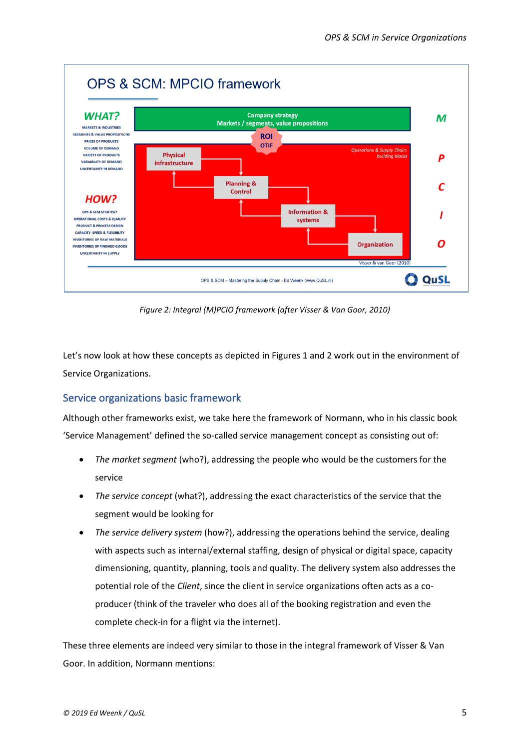Figure 2: Integral (M)PCIO framework (after Visser & Van Goor, 2010)

Let's now look at how these concepts as depicted in Figures 1 and 2 work out in the environment of Service Organizations.

## Service organizations basic framework

Although other frameworks exist, we take here the framework of Normann, who in his classic book 'Service Management' defined the so-called service management concept as consisting out of:

- *The market segment* (who?), addressing the people who would be the customers for the service
- *The service concept* (what?), addressing the exact characteristics of the service that the segment would be looking for
- *The service delivery system* (how?), addressing the operations behind the service, dealing with aspects such as internal/external staffing, design of physical or digital space, capacity dimensioning, quantity, planning, tools and quality. The delivery system also addresses the potential role of the *Client*, since the client in service organizations often acts as a co-producer (think of the traveler who does all of the booking registration and even the complete check-in for a flight via the internet).

These three elements are indeed very similar to those in the integral framework of Visser & Van Goor. In addition, Normann mentions: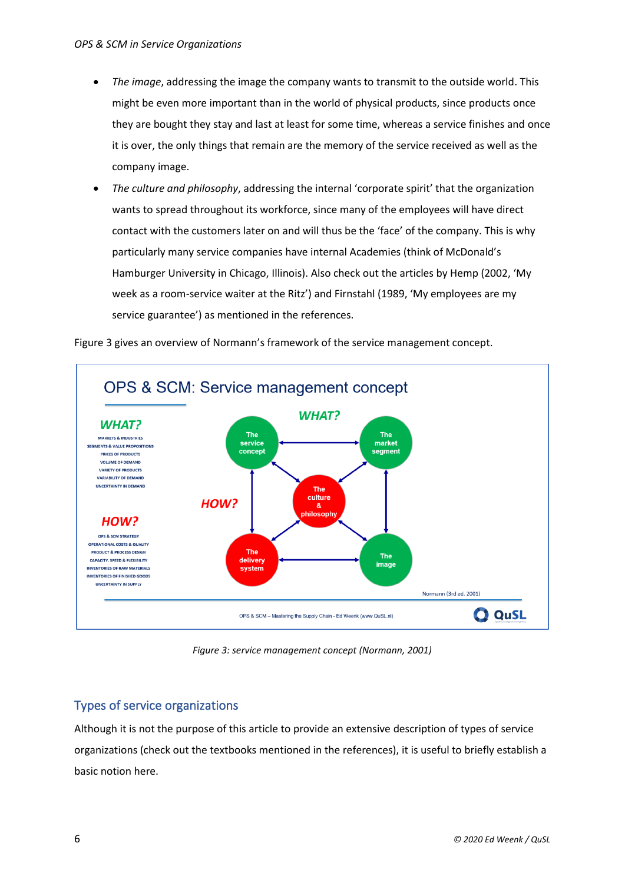- *The image*, addressing the image the company wants to transmit to the outside world. This might be even more important than in the world of physical products, since products once they are bought they stay and last at least for some time, whereas a service finishes and once it is over, the only things that remain are the memory of the service received as well as the company image.
- *The culture and philosophy*, addressing the internal 'corporate spirit' that the organization wants to spread throughout its workforce, since many of the employees will have direct contact with the customers later on and will thus be the 'face' of the company. This is why particularly many service companies have internal Academies (think of McDonald's Hamburger University in Chicago, Illinois). Also check out the articles by Hemp (2002, 'My week as a room-service waiter at the Ritz') and Firnstahl (1989, 'My employees are my service guarantee') as mentioned in the references.

Figure 3 gives an overview of Normann's framework of the service management concept.

*Figure 3: service management concept (Normann, 2001)*

## Types of service organizations

Although it is not the purpose of this article to provide an extensive description of types of service organizations (check out the textbooks mentioned in the references), it is useful to briefly establish a basic notion here.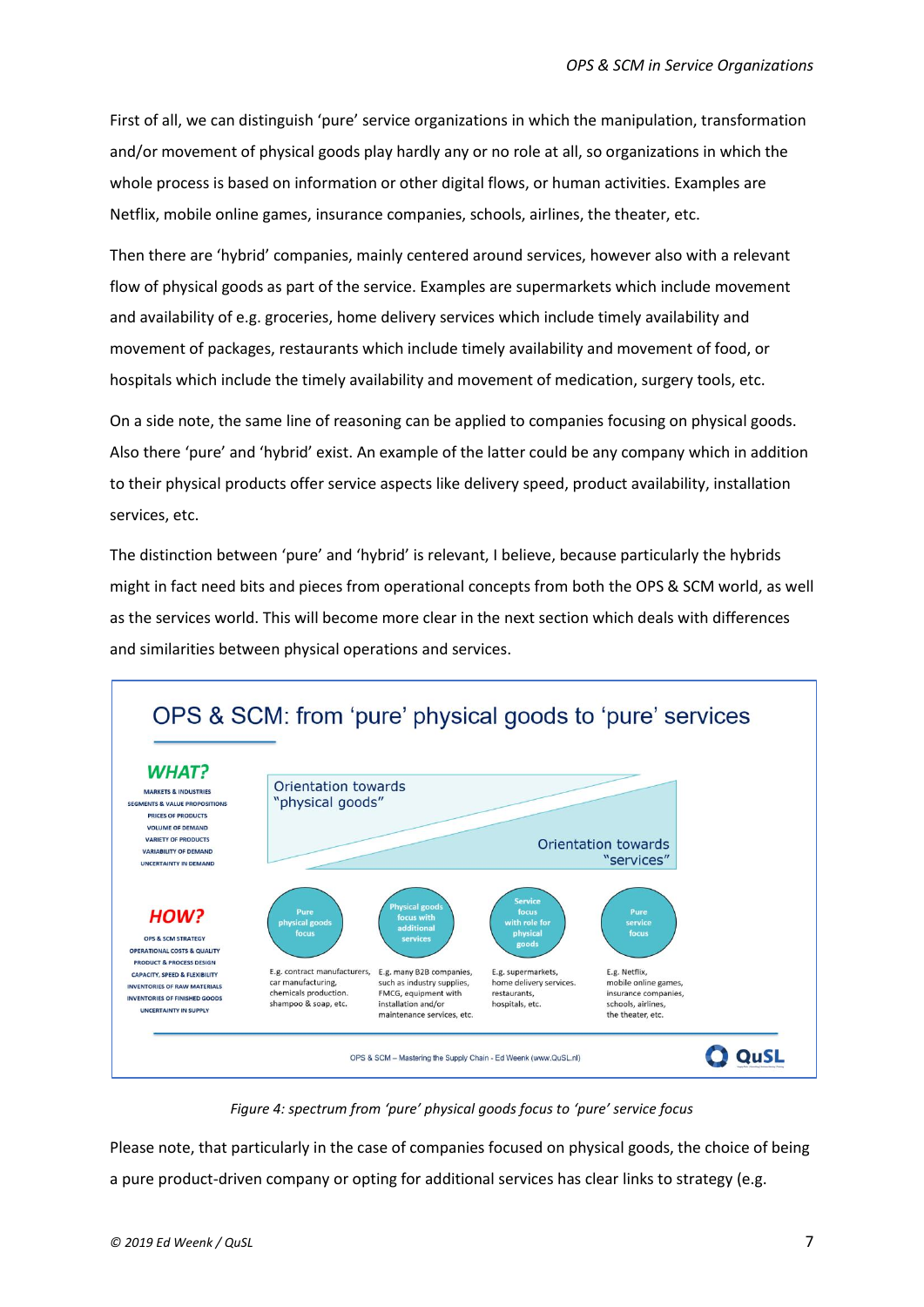First of all, we can distinguish 'pure' service organizations in which the manipulation, transformation and/or movement of physical goods play hardly any or no role at all, so organizations in which the whole process is based on information or other digital flows, or human activities. Examples are Netflix, mobile online games, insurance companies, schools, airlines, the theater, etc.

Then there are 'hybrid' companies, mainly centered around services, however also with a relevant flow of physical goods as part of the service. Examples are supermarkets which include movement and availability of e.g. groceries, home delivery services which include timely availability and movement of packages, restaurants which include timely availability and movement of food, or hospitals which include the timely availability and movement of medication, surgery tools, etc.

On a side note, the same line of reasoning can be applied to companies focusing on physical goods. Also there 'pure' and 'hybrid' exist. An example of the latter could be any company which in addition to their physical products offer service aspects like delivery speed, product availability, installation services, etc.

The distinction between 'pure' and 'hybrid' is relevant, I believe, because particularly the hybrids might in fact need bits and pieces from operational concepts from both the OPS & SCM world, as well as the services world. This will become more clear in the next section which deals with differences and similarities between physical operations and services.

**OPS & SCM: from 'pure' physical goods to 'pure' services**

**WHAT?**
MARKETS & INDUSTRIES
SEGMENTS & VALUE PROPOSITIONS
PRICES OF PRODUCTS
VOLUME OF DEMAND
VARIETY OF PRODUCTS
VARIABILITY OF DEMAND
UNCERTAINTY IN DEMAND

Orientation towards "physical goods"
Orientation towards "services"

**HOW?**
OPS & SCM STRATEGY
OPERATIONAL COSTS & QUALITY
PRODUCT & PROCESS DESIGN
CAPACITY, SPEED & FLEXIBILITY
INVENTORIES OF RAW MATERIALS
INVENTORIES OF FINISHED GOODS
UNCERTAINTY IN SUPPLY

| Pure physical goods focus | Physical goods focus with additional services | Service focus with role for physical goods | Pure service focus |
|---|---|---|---|
| E.g. contract manufacturers, car manufacturing, chemicals production, shampoo & soap, etc. | E.g. many B2B companies, such as industry supplies, FMCG, equipment with installation and/or maintenance services, etc. | E.g. supermarkets, home delivery services, restaurants, hospitals, etc. | E.g. Netflix, mobile online games, insurance companies, schools, airlines, the theater, etc. |

OPS & SCM – Mastering the Supply Chain - Ed Weenk (www.QuSL.nl)

*Figure 4: spectrum from 'pure' physical goods focus to 'pure' service focus*

Please note, that particularly in the case of companies focused on physical goods, the choice of being a pure product-driven company or opting for additional services has clear links to strategy (e.g.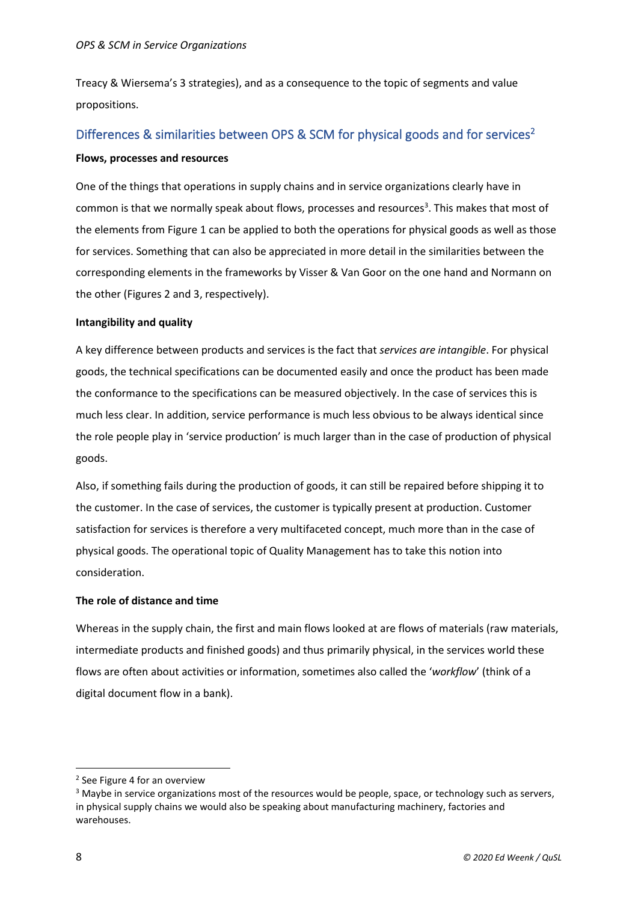Treacy & Wiersema's 3 strategies), and as a consequence to the topic of segments and value propositions.

## Differences & similarities between OPS & SCM for physical goods and for services[2]

**Flows, processes and resources**

One of the things that operations in supply chains and in service organizations clearly have in common is that we normally speak about flows, processes and resources[3]. This makes that most of the elements from Figure 1 can be applied to both the operations for physical goods as well as those for services. Something that can also be appreciated in more detail in the similarities between the corresponding elements in the frameworks by Visser & Van Goor on the one hand and Normann on the other (Figures 2 and 3, respectively).

**Intangibility and quality**

A key difference between products and services is the fact that *services are intangible*. For physical goods, the technical specifications can be documented easily and once the product has been made the conformance to the specifications can be measured objectively. In the case of services this is much less clear. In addition, service performance is much less obvious to be always identical since the role people play in 'service production' is much larger than in the case of production of physical goods.

Also, if something fails during the production of goods, it can still be repaired before shipping it to the customer. In the case of services, the customer is typically present at production. Customer satisfaction for services is therefore a very multifaceted concept, much more than in the case of physical goods. The operational topic of Quality Management has to take this notion into consideration.

**The role of distance and time**

Whereas in the supply chain, the first and main flows looked at are flows of materials (raw materials, intermediate products and finished goods) and thus primarily physical, in the services world these flows are often about activities or information, sometimes also called the '*workflow*' (think of a digital document flow in a bank).

---

[2] See Figure 4 for an overview

[3] Maybe in service organizations most of the resources would be people, space, or technology such as servers, in physical supply chains we would also be speaking about manufacturing machinery, factories and warehouses.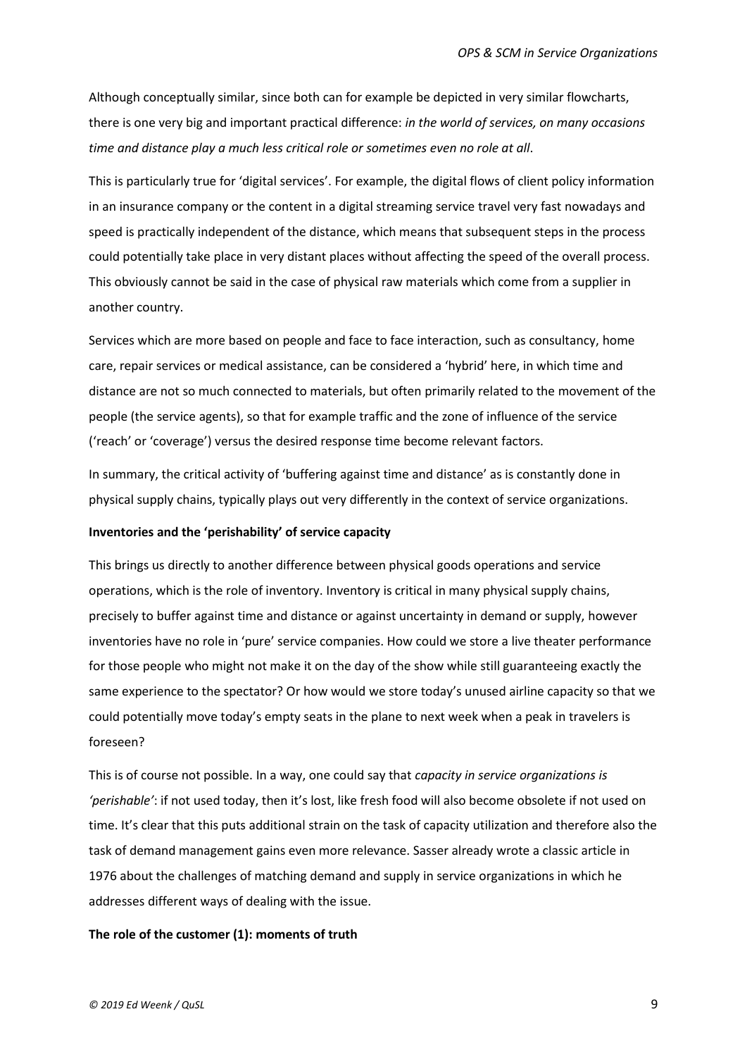Although conceptually similar, since both can for example be depicted in very similar flowcharts, there is one very big and important practical difference: *in the world of services, on many occasions time and distance play a much less critical role or sometimes even no role at all*.

This is particularly true for 'digital services'. For example, the digital flows of client policy information in an insurance company or the content in a digital streaming service travel very fast nowadays and speed is practically independent of the distance, which means that subsequent steps in the process could potentially take place in very distant places without affecting the speed of the overall process. This obviously cannot be said in the case of physical raw materials which come from a supplier in another country.

Services which are more based on people and face to face interaction, such as consultancy, home care, repair services or medical assistance, can be considered a 'hybrid' here, in which time and distance are not so much connected to materials, but often primarily related to the movement of the people (the service agents), so that for example traffic and the zone of influence of the service ('reach' or 'coverage') versus the desired response time become relevant factors.

In summary, the critical activity of 'buffering against time and distance' as is constantly done in physical supply chains, typically plays out very differently in the context of service organizations.

**Inventories and the 'perishability' of service capacity**

This brings us directly to another difference between physical goods operations and service operations, which is the role of inventory. Inventory is critical in many physical supply chains, precisely to buffer against time and distance or against uncertainty in demand or supply, however inventories have no role in 'pure' service companies. How could we store a live theater performance for those people who might not make it on the day of the show while still guaranteeing exactly the same experience to the spectator? Or how would we store today's unused airline capacity so that we could potentially move today's empty seats in the plane to next week when a peak in travelers is foreseen?

This is of course not possible. In a way, one could say that *capacity in service organizations is 'perishable'*: if not used today, then it's lost, like fresh food will also become obsolete if not used on time. It's clear that this puts additional strain on the task of capacity utilization and therefore also the task of demand management gains even more relevance. Sasser already wrote a classic article in 1976 about the challenges of matching demand and supply in service organizations in which he addresses different ways of dealing with the issue.

**The role of the customer (1): moments of truth**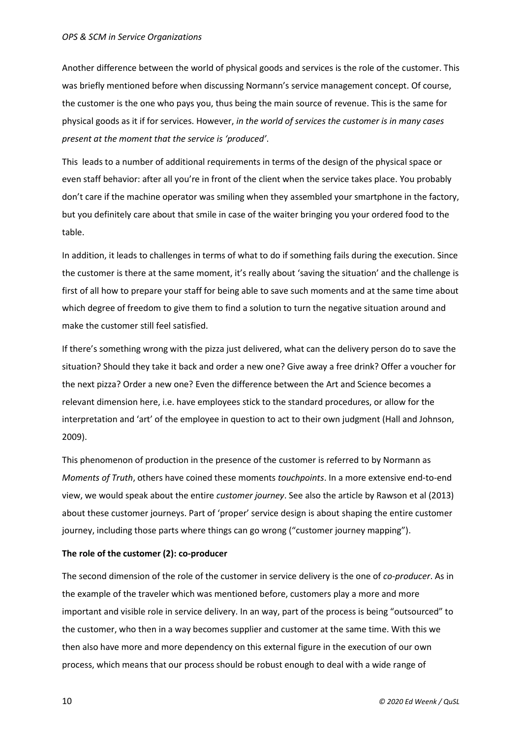Another difference between the world of physical goods and services is the role of the customer. This was briefly mentioned before when discussing Normann's service management concept. Of course, the customer is the one who pays you, thus being the main source of revenue. This is the same for physical goods as it if for services. However, *in the world of services the customer is in many cases present at the moment that the service is 'produced'*.

This leads to a number of additional requirements in terms of the design of the physical space or even staff behavior: after all you're in front of the client when the service takes place. You probably don't care if the machine operator was smiling when they assembled your smartphone in the factory, but you definitely care about that smile in case of the waiter bringing you your ordered food to the table.

In addition, it leads to challenges in terms of what to do if something fails during the execution. Since the customer is there at the same moment, it's really about 'saving the situation' and the challenge is first of all how to prepare your staff for being able to save such moments and at the same time about which degree of freedom to give them to find a solution to turn the negative situation around and make the customer still feel satisfied.

If there's something wrong with the pizza just delivered, what can the delivery person do to save the situation? Should they take it back and order a new one? Give away a free drink? Offer a voucher for the next pizza? Order a new one? Even the difference between the Art and Science becomes a relevant dimension here, i.e. have employees stick to the standard procedures, or allow for the interpretation and 'art' of the employee in question to act to their own judgment (Hall and Johnson, 2009).

This phenomenon of production in the presence of the customer is referred to by Normann as *Moments of Truth*, others have coined these moments *touchpoints*. In a more extensive end-to-end view, we would speak about the entire *customer journey*. See also the article by Rawson et al (2013) about these customer journeys. Part of 'proper' service design is about shaping the entire customer journey, including those parts where things can go wrong ("customer journey mapping").

**The role of the customer (2): co-producer**

The second dimension of the role of the customer in service delivery is the one of *co-producer*. As in the example of the traveler which was mentioned before, customers play a more and more important and visible role in service delivery. In an way, part of the process is being "outsourced" to the customer, who then in a way becomes supplier and customer at the same time. With this we then also have more and more dependency on this external figure in the execution of our own process, which means that our process should be robust enough to deal with a wide range of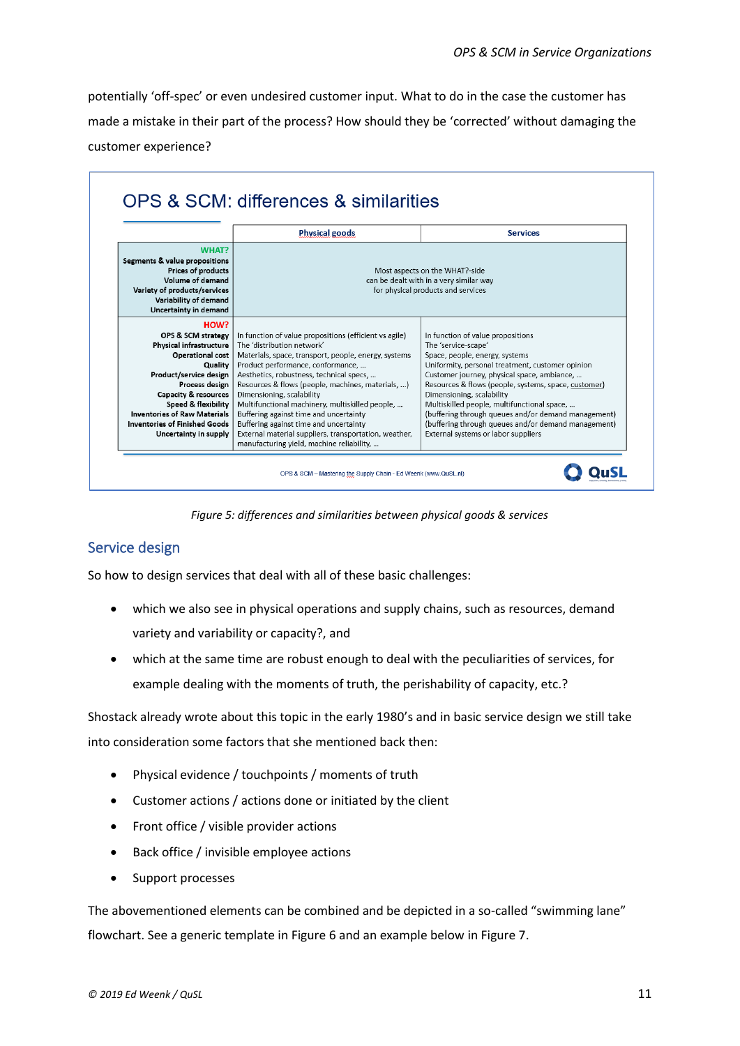potentially 'off-spec' or even undesired customer input. What to do in the case the customer has made a mistake in their part of the process? How should they be 'corrected' without damaging the customer experience?

**OPS & SCM: differences & similarities**

| | Physical goods | Services |
|---|---|---|
| **WHAT?**<br>Segments & value propositions<br>Prices of products<br>Volume of demand<br>Variety of products/services<br>Variability of demand<br>Uncertainty in demand | Most aspects on the WHAT?-side can be dealt with in a very similar way for physical products and services | |
| **HOW?** | | |
| OPS & SCM strategy | In function of value propositions (efficient vs agile) | In function of value propositions |
| Physical infrastructure | The 'distribution network' | The 'service-scape' |
| Operational cost | Materials, space, transport, people, energy, systems | Space, people, energy, systems |
| Quality | Product performance, conformance, … | Uniformity, personal treatment, customer opinion |
| Product/service design | Aesthetics, robustness, technical specs, … | Customer journey, physical space, ambiance, … |
| Process design | Resources & flows (people, machines, materials, …) | Resources & flows (people, systems, space, customer) |
| Capacity & resources | Dimensioning, scalability | Dimensioning, scalability |
| Speed & flexibility | Multifunctional machinery, multiskilled people, … | Multiskilled people, multifunctional space, … |
| Inventories of Raw Materials | Buffering against time and uncertainty | (buffering through queues and/or demand management) |
| Inventories of Finished Goods | Buffering against time and uncertainty | (buffering through queues and/or demand management) |
| Uncertainty in supply | External material suppliers, transportation, weather, manufacturing yield, machine reliability, … | External systems or labor suppliers |

OPS & SCM – Mastering the Supply Chain - Ed Weenk (www.QuSL.nl)

*Figure 5: differences and similarities between physical goods & services*

## Service design

So how to design services that deal with all of these basic challenges:

- which we also see in physical operations and supply chains, such as resources, demand variety and variability or capacity?, and
- which at the same time are robust enough to deal with the peculiarities of services, for example dealing with the moments of truth, the perishability of capacity, etc.?

Shostack already wrote about this topic in the early 1980's and in basic service design we still take into consideration some factors that she mentioned back then:

- Physical evidence / touchpoints / moments of truth
- Customer actions / actions done or initiated by the client
- Front office / visible provider actions
- Back office / invisible employee actions
- Support processes

The abovementioned elements can be combined and be depicted in a so-called "swimming lane" flowchart. See a generic template in Figure 6 and an example below in Figure 7.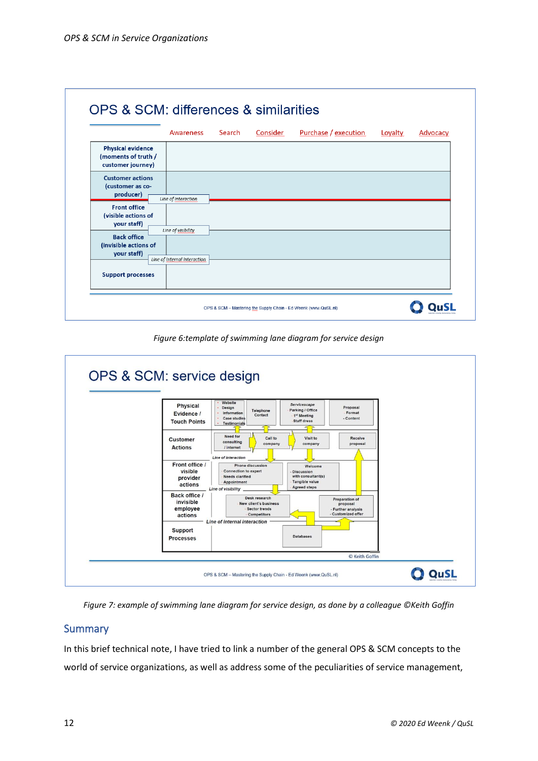Figure 6:template of swimming lane diagram for service design

Figure 7: example of swimming lane diagram for service design, as done by a colleague ©Keith Goffin

## Summary

In this brief technical note, I have tried to link a number of the general OPS & SCM concepts to the world of service organizations, as well as address some of the peculiarities of service management,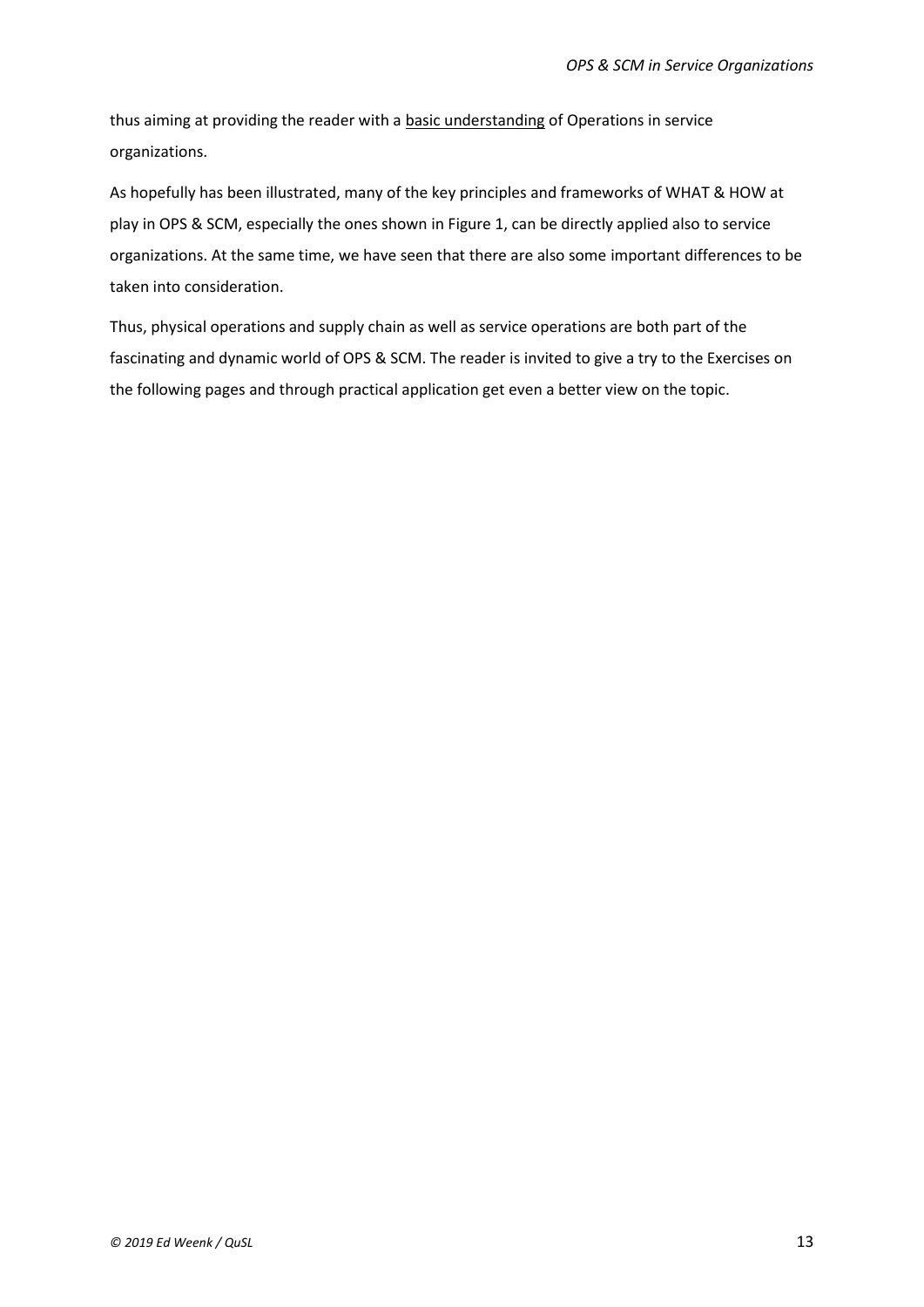thus aiming at providing the reader with a basic understanding of Operations in service organizations.

As hopefully has been illustrated, many of the key principles and frameworks of WHAT & HOW at play in OPS & SCM, especially the ones shown in Figure 1, can be directly applied also to service organizations. At the same time, we have seen that there are also some important differences to be taken into consideration.

Thus, physical operations and supply chain as well as service operations are both part of the fascinating and dynamic world of OPS & SCM. The reader is invited to give a try to the Exercises on the following pages and through practical application get even a better view on the topic.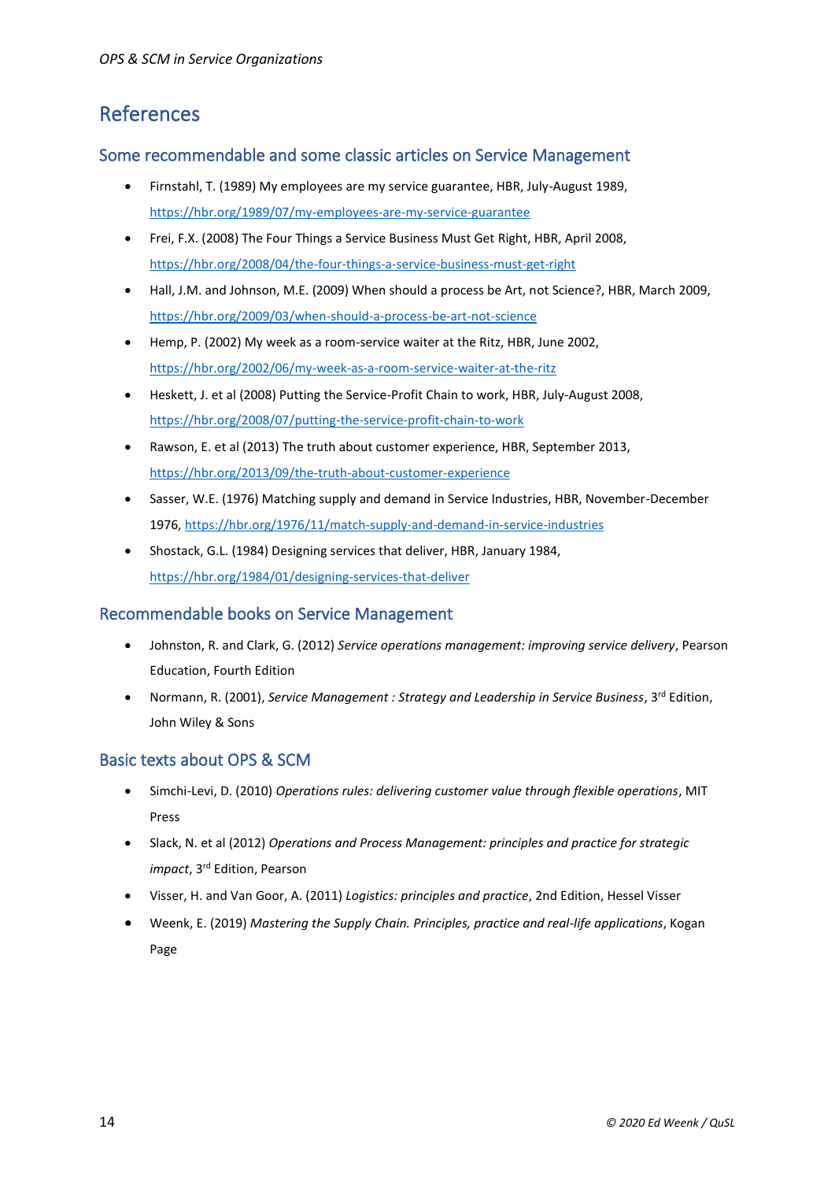# References

## Some recommendable and some classic articles on Service Management

- Firnstahl, T. (1989) My employees are my service guarantee, HBR, July-August 1989, https://hbr.org/1989/07/my-employees-are-my-service-guarantee
- Frei, F.X. (2008) The Four Things a Service Business Must Get Right, HBR, April 2008, https://hbr.org/2008/04/the-four-things-a-service-business-must-get-right
- Hall, J.M. and Johnson, M.E. (2009) When should a process be Art, not Science?, HBR, March 2009, https://hbr.org/2009/03/when-should-a-process-be-art-not-science
- Hemp, P. (2002) My week as a room-service waiter at the Ritz, HBR, June 2002, https://hbr.org/2002/06/my-week-as-a-room-service-waiter-at-the-ritz
- Heskett, J. et al (2008) Putting the Service-Profit Chain to work, HBR, July-August 2008, https://hbr.org/2008/07/putting-the-service-profit-chain-to-work
- Rawson, E. et al (2013) The truth about customer experience, HBR, September 2013, https://hbr.org/2013/09/the-truth-about-customer-experience
- Sasser, W.E. (1976) Matching supply and demand in Service Industries, HBR, November-December 1976, https://hbr.org/1976/11/match-supply-and-demand-in-service-industries
- Shostack, G.L. (1984) Designing services that deliver, HBR, January 1984, https://hbr.org/1984/01/designing-services-that-deliver

## Recommendable books on Service Management

- Johnston, R. and Clark, G. (2012) *Service operations management: improving service delivery*, Pearson Education, Fourth Edition
- Normann, R. (2001), *Service Management : Strategy and Leadership in Service Business*, 3rd Edition, John Wiley & Sons

## Basic texts about OPS & SCM

- Simchi-Levi, D. (2010) *Operations rules: delivering customer value through flexible operations*, MIT Press
- Slack, N. et al (2012) *Operations and Process Management: principles and practice for strategic impact*, 3rd Edition, Pearson
- Visser, H. and Van Goor, A. (2011) *Logistics: principles and practice*, 2nd Edition, Hessel Visser
- Weenk, E. (2019) *Mastering the Supply Chain. Principles, practice and real-life applications*, Kogan Page

© 2020 Ed Weenk / QuSL